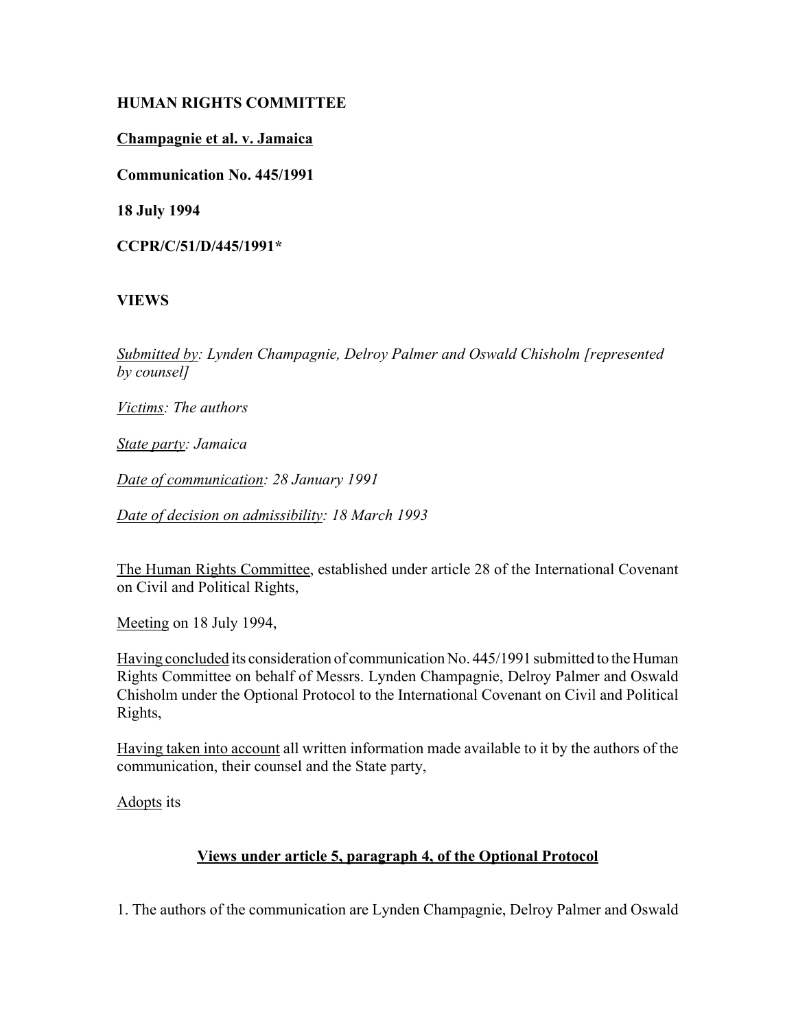**HUMAN RIGHTS COMMITTEE**

**Champagnie et al. v. Jamaica**

**Communication No. 445/1991**

**18 July 1994**

**CCPR/C/51/D/445/1991***

**VIEWS**

*Submitted by: Lynden Champagnie, Delroy Palmer and Oswald Chisholm [represented by counsel]*

*Victims: The authors*

*State party: Jamaica*

*Date of communication: 28 January 1991*

*Date of decision on admissibility: 18 March 1993*

The Human Rights Committee, established under article 28 of the International Covenant on Civil and Political Rights,

Meeting on 18 July 1994,

Having concluded its consideration of communication No. 445/1991 submitted to the Human Rights Committee on behalf of Messrs. Lynden Champagnie, Delroy Palmer and Oswald Chisholm under the Optional Protocol to the International Covenant on Civil and Political Rights,

Having taken into account all written information made available to it by the authors of the communication, their counsel and the State party,

Adopts its

**Views under article 5, paragraph 4, of the Optional Protocol**

1. The authors of the communication are Lynden Champagnie, Delroy Palmer and Oswald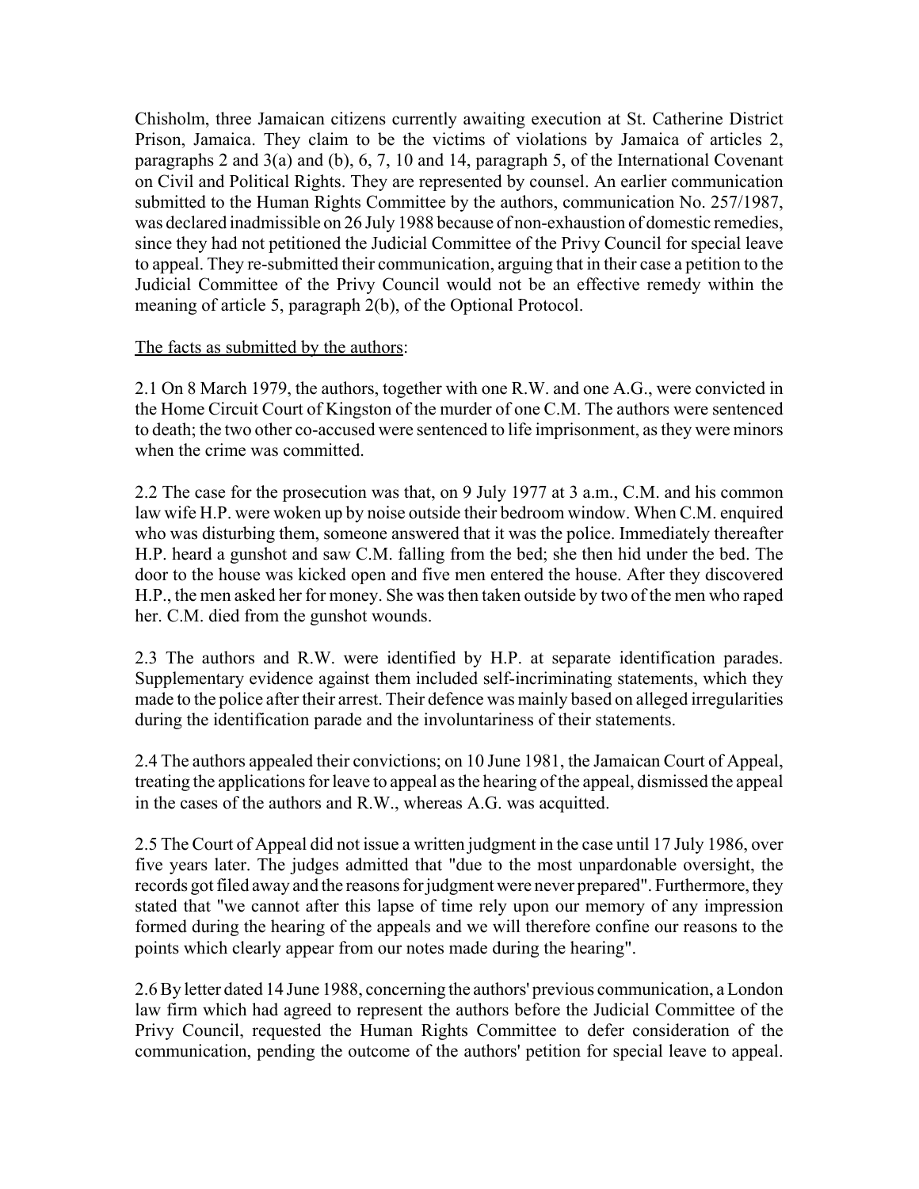Chisholm, three Jamaican citizens currently awaiting execution at St. Catherine District Prison, Jamaica. They claim to be the victims of violations by Jamaica of articles 2, paragraphs 2 and 3(a) and (b), 6, 7, 10 and 14, paragraph 5, of the International Covenant on Civil and Political Rights. They are represented by counsel. An earlier communication submitted to the Human Rights Committee by the authors, communication No. 257/1987, was declared inadmissible on 26 July 1988 because of non-exhaustion of domestic remedies, since they had not petitioned the Judicial Committee of the Privy Council for special leave to appeal. They re-submitted their communication, arguing that in their case a petition to the Judicial Committee of the Privy Council would not be an effective remedy within the meaning of article 5, paragraph 2(b), of the Optional Protocol.

The facts as submitted by the authors:

2.1 On 8 March 1979, the authors, together with one R.W. and one A.G., were convicted in the Home Circuit Court of Kingston of the murder of one C.M. The authors were sentenced to death; the two other co-accused were sentenced to life imprisonment, as they were minors when the crime was committed.

2.2 The case for the prosecution was that, on 9 July 1977 at 3 a.m., C.M. and his common law wife H.P. were woken up by noise outside their bedroom window. When C.M. enquired who was disturbing them, someone answered that it was the police. Immediately thereafter H.P. heard a gunshot and saw C.M. falling from the bed; she then hid under the bed. The door to the house was kicked open and five men entered the house. After they discovered H.P., the men asked her for money. She was then taken outside by two of the men who raped her. C.M. died from the gunshot wounds.

2.3 The authors and R.W. were identified by H.P. at separate identification parades. Supplementary evidence against them included self-incriminating statements, which they made to the police after their arrest. Their defence was mainly based on alleged irregularities during the identification parade and the involuntariness of their statements.

2.4 The authors appealed their convictions; on 10 June 1981, the Jamaican Court of Appeal, treating the applications for leave to appeal as the hearing of the appeal, dismissed the appeal in the cases of the authors and R.W., whereas A.G. was acquitted.

2.5 The Court of Appeal did not issue a written judgment in the case until 17 July 1986, over five years later. The judges admitted that "due to the most unpardonable oversight, the records got filed away and the reasons for judgment were never prepared". Furthermore, they stated that "we cannot after this lapse of time rely upon our memory of any impression formed during the hearing of the appeals and we will therefore confine our reasons to the points which clearly appear from our notes made during the hearing".

2.6 By letter dated 14 June 1988, concerning the authors' previous communication, a London law firm which had agreed to represent the authors before the Judicial Committee of the Privy Council, requested the Human Rights Committee to defer consideration of the communication, pending the outcome of the authors' petition for special leave to appeal.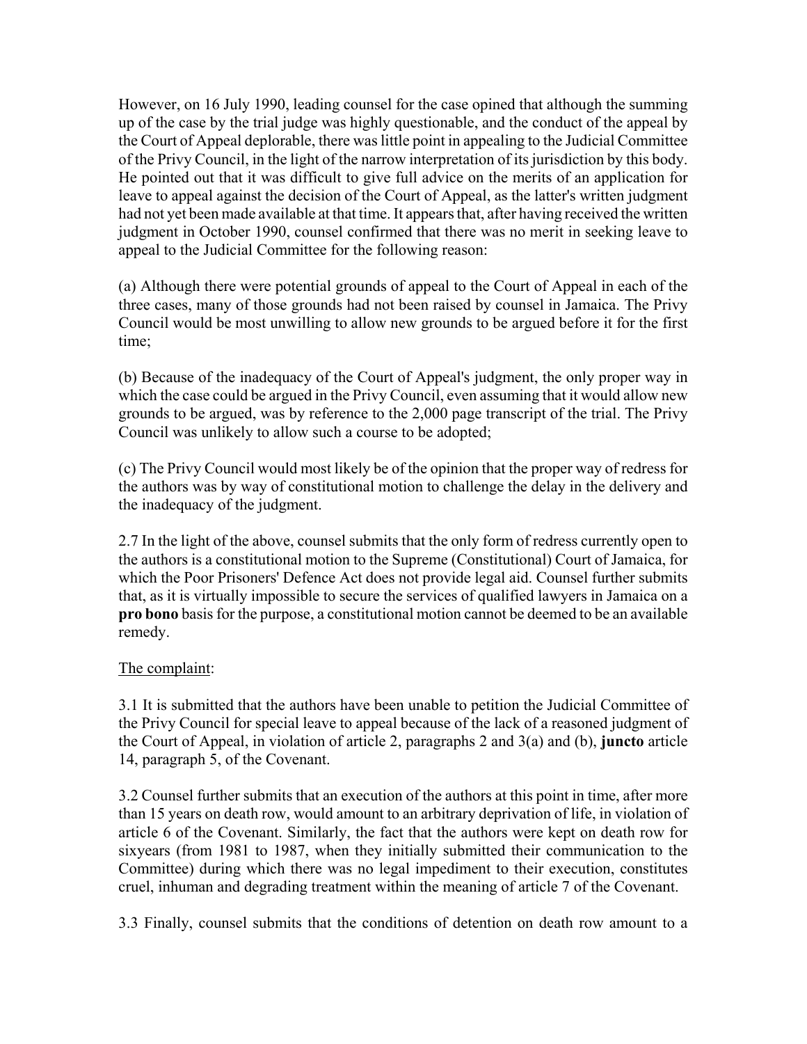However, on 16 July 1990, leading counsel for the case opined that although the summing up of the case by the trial judge was highly questionable, and the conduct of the appeal by the Court of Appeal deplorable, there was little point in appealing to the Judicial Committee of the Privy Council, in the light of the narrow interpretation of its jurisdiction by this body. He pointed out that it was difficult to give full advice on the merits of an application for leave to appeal against the decision of the Court of Appeal, as the latter's written judgment had not yet been made available at that time. It appears that, after having received the written judgment in October 1990, counsel confirmed that there was no merit in seeking leave to appeal to the Judicial Committee for the following reason:

(a) Although there were potential grounds of appeal to the Court of Appeal in each of the three cases, many of those grounds had not been raised by counsel in Jamaica. The Privy Council would be most unwilling to allow new grounds to be argued before it for the first time;

(b) Because of the inadequacy of the Court of Appeal's judgment, the only proper way in which the case could be argued in the Privy Council, even assuming that it would allow new grounds to be argued, was by reference to the 2,000 page transcript of the trial. The Privy Council was unlikely to allow such a course to be adopted;

(c) The Privy Council would most likely be of the opinion that the proper way of redress for the authors was by way of constitutional motion to challenge the delay in the delivery and the inadequacy of the judgment.

2.7 In the light of the above, counsel submits that the only form of redress currently open to the authors is a constitutional motion to the Supreme (Constitutional) Court of Jamaica, for which the Poor Prisoners' Defence Act does not provide legal aid. Counsel further submits that, as it is virtually impossible to secure the services of qualified lawyers in Jamaica on a **pro bono** basis for the purpose, a constitutional motion cannot be deemed to be an available remedy.

The complaint:

3.1 It is submitted that the authors have been unable to petition the Judicial Committee of the Privy Council for special leave to appeal because of the lack of a reasoned judgment of the Court of Appeal, in violation of article 2, paragraphs 2 and 3(a) and (b), **juncto** article 14, paragraph 5, of the Covenant.

3.2 Counsel further submits that an execution of the authors at this point in time, after more than 15 years on death row, would amount to an arbitrary deprivation of life, in violation of article 6 of the Covenant. Similarly, the fact that the authors were kept on death row for sixyears (from 1981 to 1987, when they initially submitted their communication to the Committee) during which there was no legal impediment to their execution, constitutes cruel, inhuman and degrading treatment within the meaning of article 7 of the Covenant.

3.3 Finally, counsel submits that the conditions of detention on death row amount to a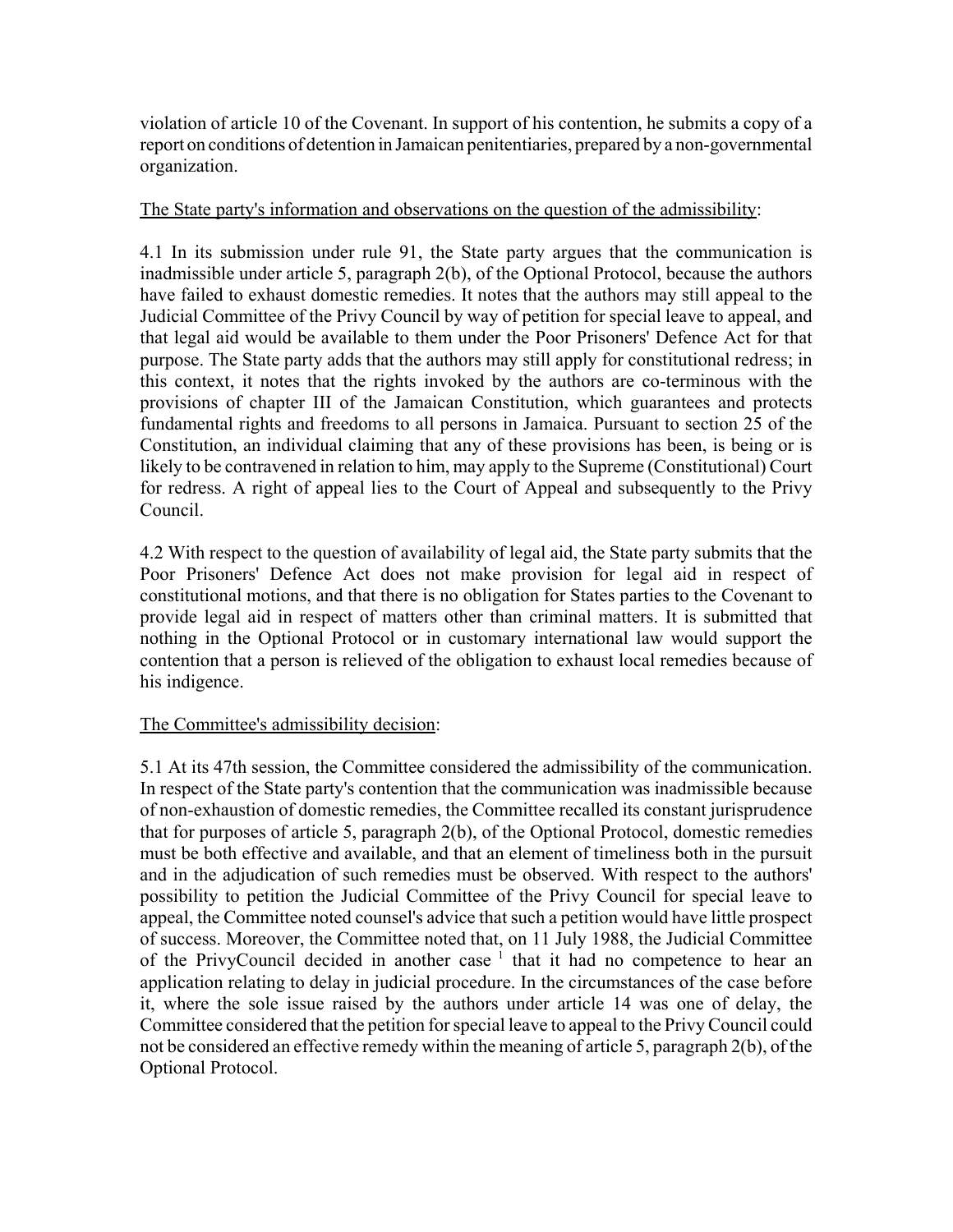violation of article 10 of the Covenant. In support of his contention, he submits a copy of a report on conditions of detention in Jamaican penitentiaries, prepared by a non-governmental organization.

<u>The State party's information and observations on the question of the admissibility</u>:

4.1 In its submission under rule 91, the State party argues that the communication is inadmissible under article 5, paragraph 2(b), of the Optional Protocol, because the authors have failed to exhaust domestic remedies. It notes that the authors may still appeal to the Judicial Committee of the Privy Council by way of petition for special leave to appeal, and that legal aid would be available to them under the Poor Prisoners' Defence Act for that purpose. The State party adds that the authors may still apply for constitutional redress; in this context, it notes that the rights invoked by the authors are co-terminous with the provisions of chapter III of the Jamaican Constitution, which guarantees and protects fundamental rights and freedoms to all persons in Jamaica. Pursuant to section 25 of the Constitution, an individual claiming that any of these provisions has been, is being or is likely to be contravened in relation to him, may apply to the Supreme (Constitutional) Court for redress. A right of appeal lies to the Court of Appeal and subsequently to the Privy Council.

4.2 With respect to the question of availability of legal aid, the State party submits that the Poor Prisoners' Defence Act does not make provision for legal aid in respect of constitutional motions, and that there is no obligation for States parties to the Covenant to provide legal aid in respect of matters other than criminal matters. It is submitted that nothing in the Optional Protocol or in customary international law would support the contention that a person is relieved of the obligation to exhaust local remedies because of his indigence.

<u>The Committee's admissibility decision</u>:

5.1 At its 47th session, the Committee considered the admissibility of the communication. In respect of the State party's contention that the communication was inadmissible because of non-exhaustion of domestic remedies, the Committee recalled its constant jurisprudence that for purposes of article 5, paragraph 2(b), of the Optional Protocol, domestic remedies must be both effective and available, and that an element of timeliness both in the pursuit and in the adjudication of such remedies must be observed. With respect to the authors' possibility to petition the Judicial Committee of the Privy Council for special leave to appeal, the Committee noted counsel's advice that such a petition would have little prospect of success. Moreover, the Committee noted that, on 11 July 1988, the Judicial Committee of the PrivyCouncil decided in another case [1] that it had no competence to hear an application relating to delay in judicial procedure. In the circumstances of the case before it, where the sole issue raised by the authors under article 14 was one of delay, the Committee considered that the petition for special leave to appeal to the Privy Council could not be considered an effective remedy within the meaning of article 5, paragraph 2(b), of the Optional Protocol.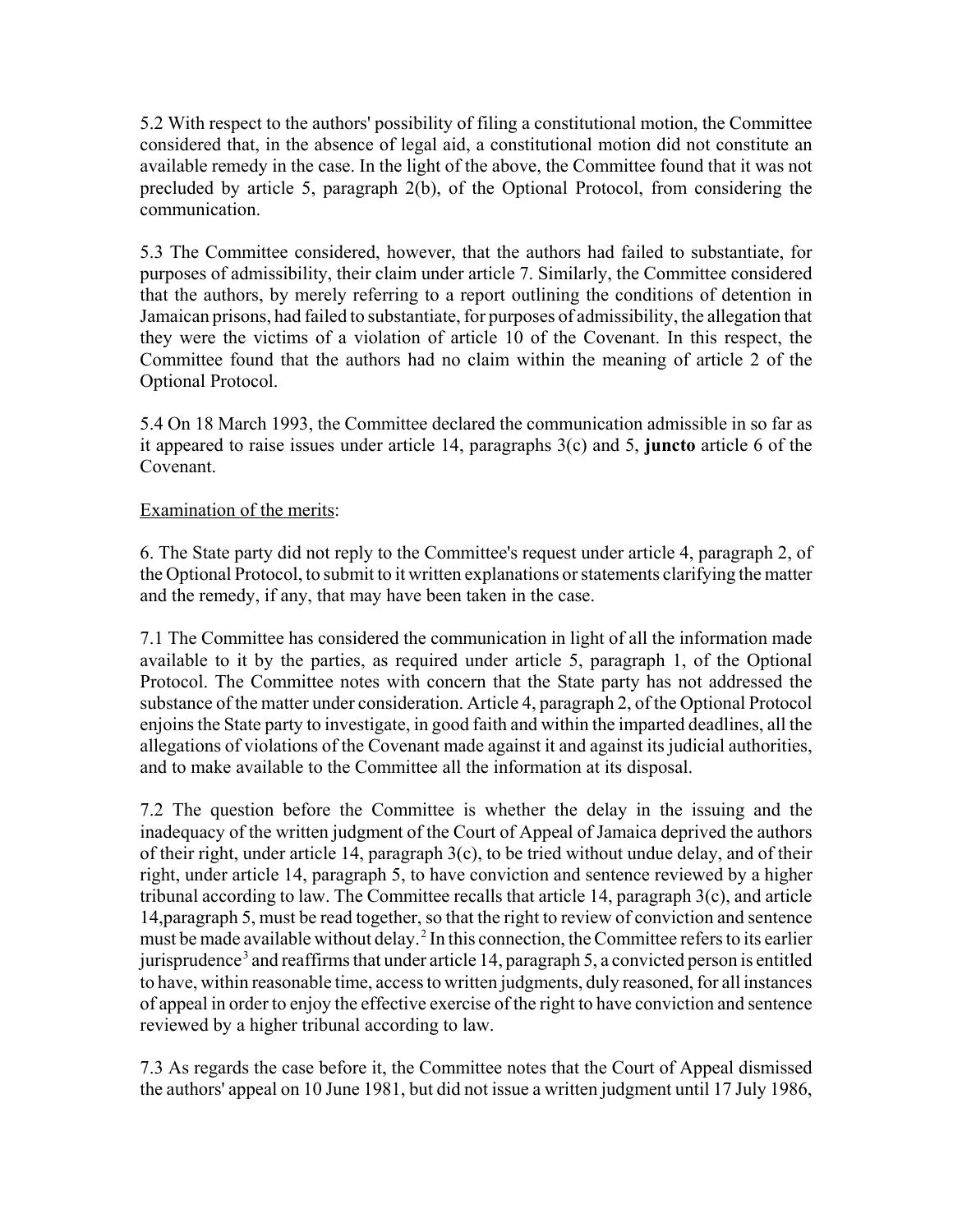5.2 With respect to the authors' possibility of filing a constitutional motion, the Committee considered that, in the absence of legal aid, a constitutional motion did not constitute an available remedy in the case. In the light of the above, the Committee found that it was not precluded by article 5, paragraph 2(b), of the Optional Protocol, from considering the communication.

5.3 The Committee considered, however, that the authors had failed to substantiate, for purposes of admissibility, their claim under article 7. Similarly, the Committee considered that the authors, by merely referring to a report outlining the conditions of detention in Jamaican prisons, had failed to substantiate, for purposes of admissibility, the allegation that they were the victims of a violation of article 10 of the Covenant. In this respect, the Committee found that the authors had no claim within the meaning of article 2 of the Optional Protocol.

5.4 On 18 March 1993, the Committee declared the communication admissible in so far as it appeared to raise issues under article 14, paragraphs 3(c) and 5, **juncto** article 6 of the Covenant.

Examination of the merits:

6. The State party did not reply to the Committee's request under article 4, paragraph 2, of the Optional Protocol, to submit to it written explanations or statements clarifying the matter and the remedy, if any, that may have been taken in the case.

7.1 The Committee has considered the communication in light of all the information made available to it by the parties, as required under article 5, paragraph 1, of the Optional Protocol. The Committee notes with concern that the State party has not addressed the substance of the matter under consideration. Article 4, paragraph 2, of the Optional Protocol enjoins the State party to investigate, in good faith and within the imparted deadlines, all the allegations of violations of the Covenant made against it and against its judicial authorities, and to make available to the Committee all the information at its disposal.

7.2 The question before the Committee is whether the delay in the issuing and the inadequacy of the written judgment of the Court of Appeal of Jamaica deprived the authors of their right, under article 14, paragraph 3(c), to be tried without undue delay, and of their right, under article 14, paragraph 5, to have conviction and sentence reviewed by a higher tribunal according to law. The Committee recalls that article 14, paragraph 3(c), and article 14,paragraph 5, must be read together, so that the right to review of conviction and sentence must be made available without delay.[2] In this connection, the Committee refers to its earlier jurisprudence[3] and reaffirms that under article 14, paragraph 5, a convicted person is entitled to have, within reasonable time, access to written judgments, duly reasoned, for all instances of appeal in order to enjoy the effective exercise of the right to have conviction and sentence reviewed by a higher tribunal according to law.

7.3 As regards the case before it, the Committee notes that the Court of Appeal dismissed the authors' appeal on 10 June 1981, but did not issue a written judgment until 17 July 1986,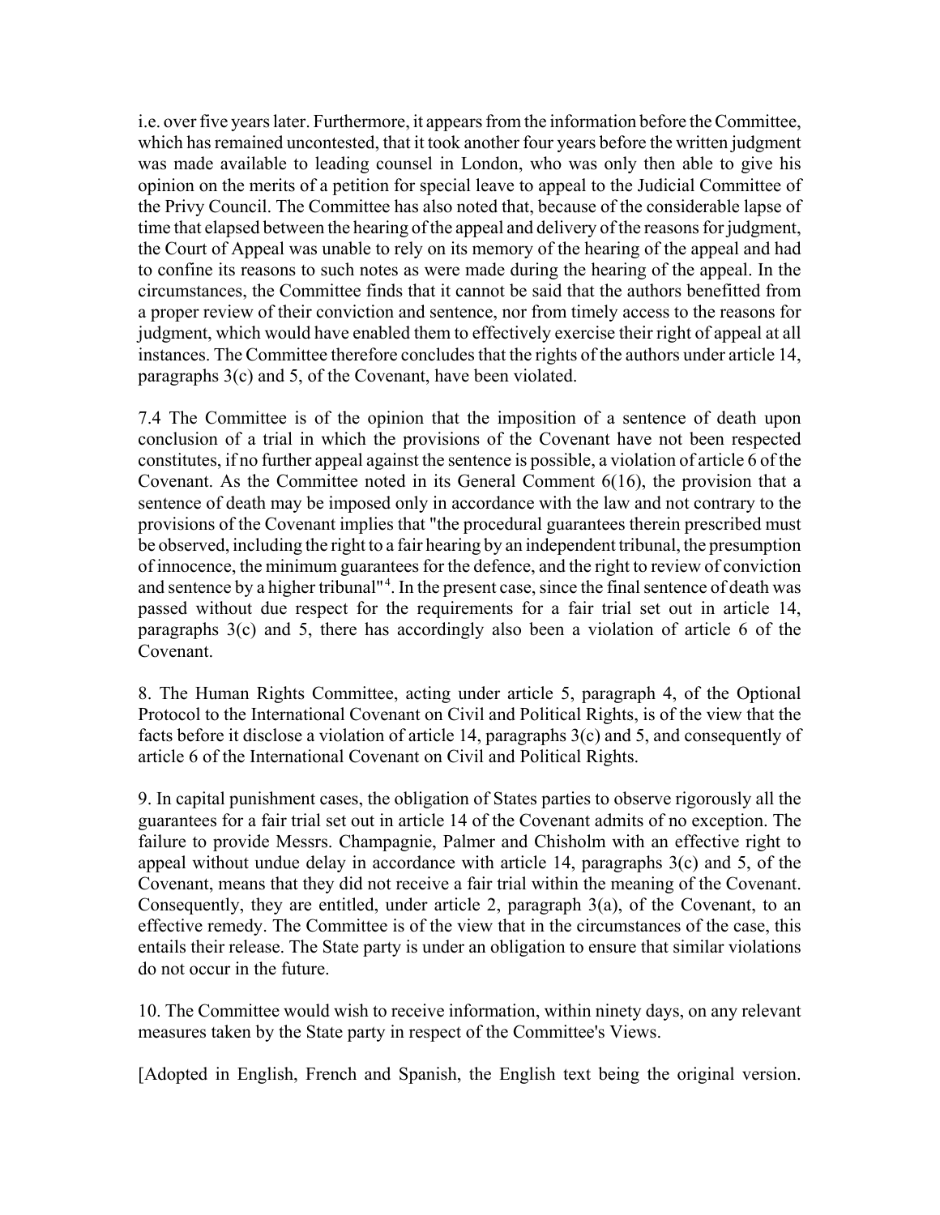i.e. over five years later. Furthermore, it appears from the information before the Committee, which has remained uncontested, that it took another four years before the written judgment was made available to leading counsel in London, who was only then able to give his opinion on the merits of a petition for special leave to appeal to the Judicial Committee of the Privy Council. The Committee has also noted that, because of the considerable lapse of time that elapsed between the hearing of the appeal and delivery of the reasons for judgment, the Court of Appeal was unable to rely on its memory of the hearing of the appeal and had to confine its reasons to such notes as were made during the hearing of the appeal. In the circumstances, the Committee finds that it cannot be said that the authors benefitted from a proper review of their conviction and sentence, nor from timely access to the reasons for judgment, which would have enabled them to effectively exercise their right of appeal at all instances. The Committee therefore concludes that the rights of the authors under article 14, paragraphs 3(c) and 5, of the Covenant, have been violated.

7.4 The Committee is of the opinion that the imposition of a sentence of death upon conclusion of a trial in which the provisions of the Covenant have not been respected constitutes, if no further appeal against the sentence is possible, a violation of article 6 of the Covenant. As the Committee noted in its General Comment 6(16), the provision that a sentence of death may be imposed only in accordance with the law and not contrary to the provisions of the Covenant implies that "the procedural guarantees therein prescribed must be observed, including the right to a fair hearing by an independent tribunal, the presumption of innocence, the minimum guarantees for the defence, and the right to review of conviction and sentence by a higher tribunal"[4]. In the present case, since the final sentence of death was passed without due respect for the requirements for a fair trial set out in article 14, paragraphs 3(c) and 5, there has accordingly also been a violation of article 6 of the Covenant.

8. The Human Rights Committee, acting under article 5, paragraph 4, of the Optional Protocol to the International Covenant on Civil and Political Rights, is of the view that the facts before it disclose a violation of article 14, paragraphs 3(c) and 5, and consequently of article 6 of the International Covenant on Civil and Political Rights.

9. In capital punishment cases, the obligation of States parties to observe rigorously all the guarantees for a fair trial set out in article 14 of the Covenant admits of no exception. The failure to provide Messrs. Champagnie, Palmer and Chisholm with an effective right to appeal without undue delay in accordance with article 14, paragraphs 3(c) and 5, of the Covenant, means that they did not receive a fair trial within the meaning of the Covenant. Consequently, they are entitled, under article 2, paragraph 3(a), of the Covenant, to an effective remedy. The Committee is of the view that in the circumstances of the case, this entails their release. The State party is under an obligation to ensure that similar violations do not occur in the future.

10. The Committee would wish to receive information, within ninety days, on any relevant measures taken by the State party in respect of the Committee's Views.

[Adopted in English, French and Spanish, the English text being the original version.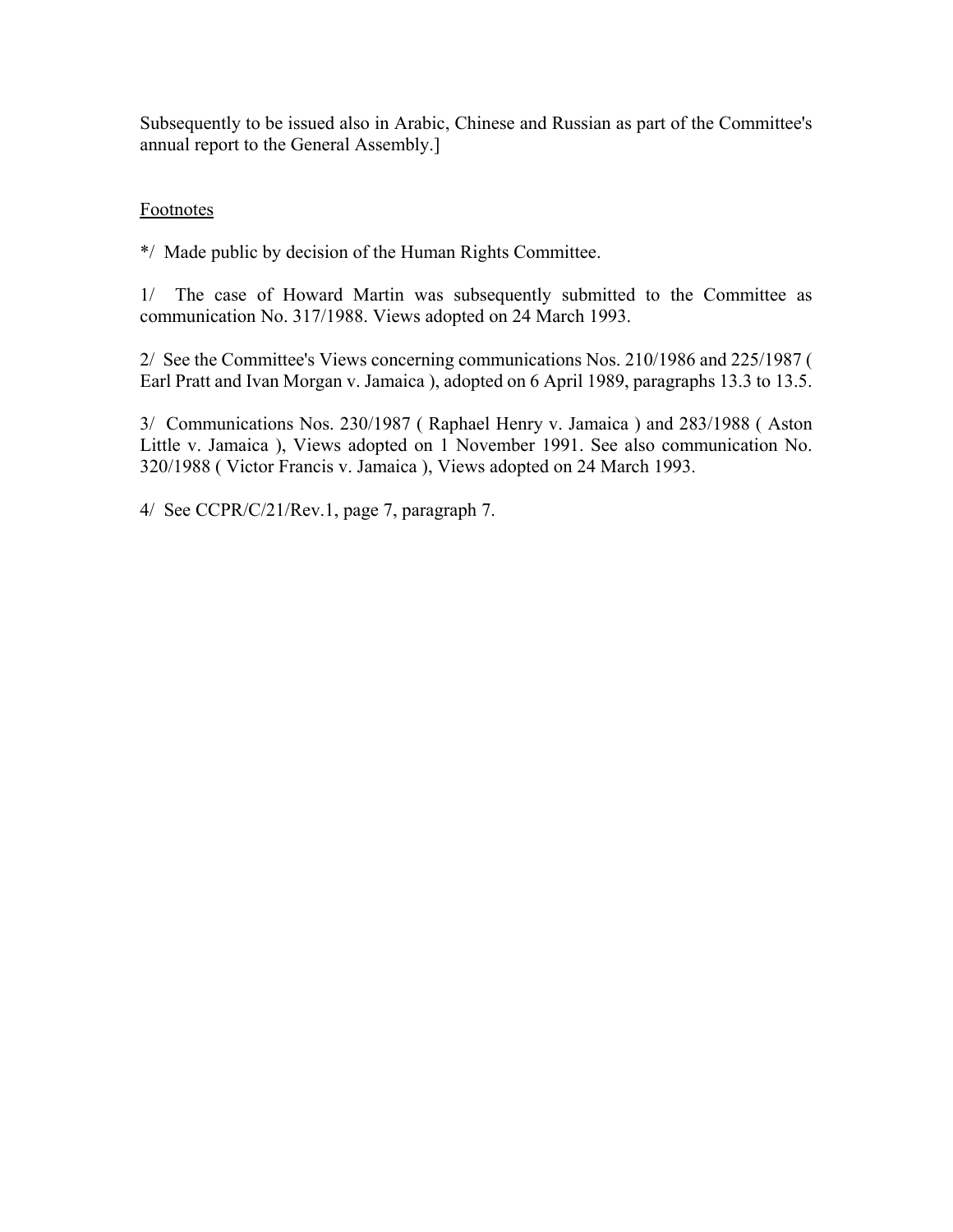Subsequently to be issued also in Arabic, Chinese and Russian as part of the Committee's annual report to the General Assembly.]

Footnotes

*/ Made public by decision of the Human Rights Committee.

1/ The case of Howard Martin was subsequently submitted to the Committee as communication No. 317/1988. Views adopted on 24 March 1993.

2/ See the Committee's Views concerning communications Nos. 210/1986 and 225/1987 ( Earl Pratt and Ivan Morgan v. Jamaica ), adopted on 6 April 1989, paragraphs 13.3 to 13.5.

3/ Communications Nos. 230/1987 ( Raphael Henry v. Jamaica ) and 283/1988 ( Aston Little v. Jamaica ), Views adopted on 1 November 1991. See also communication No. 320/1988 ( Victor Francis v. Jamaica ), Views adopted on 24 March 1993.

4/ See CCPR/C/21/Rev.1, page 7, paragraph 7.